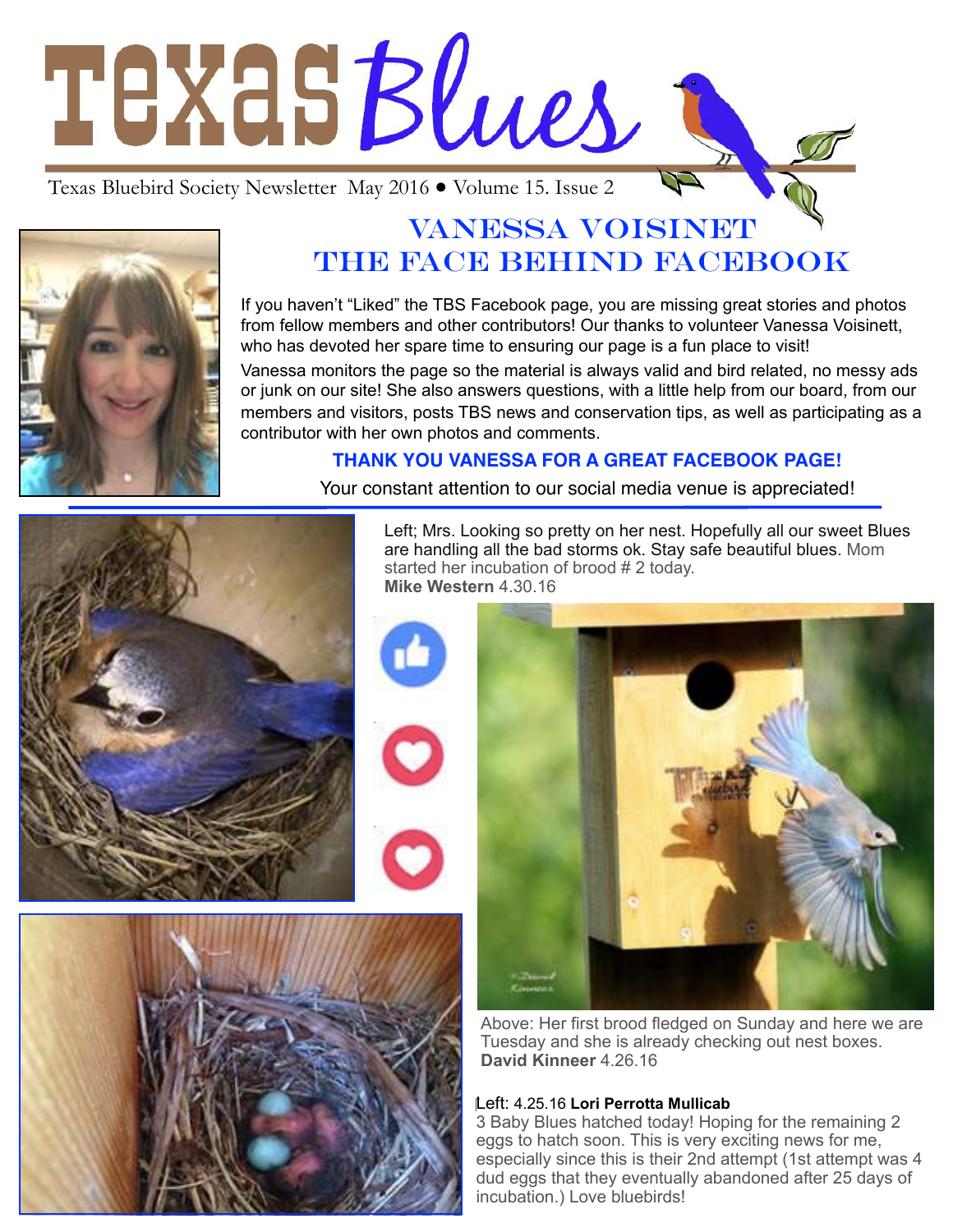# Texas Blues

Texas Bluebird Society Newsletter May 2016 • Volume 15. Issue 2

## VANESSA VOISINET THE FACE BEHIND FACEBOOK

If you haven't "Liked" the TBS Facebook page, you are missing great stories and photos from fellow members and other contributors! Our thanks to volunteer Vanessa Voisinett, who has devoted her spare time to ensuring our page is a fun place to visit!

Vanessa monitors the page so the material is always valid and bird related, no messy ads or junk on our site! She also answers questions, with a little help from our board, from our members and visitors, posts TBS news and conservation tips, as well as participating as a contributor with her own photos and comments.

**THANK YOU VANESSA FOR A GREAT FACEBOOK PAGE!**

Your constant attention to our social media venue is appreciated!

Left; Mrs. Looking so pretty on her nest. Hopefully all our sweet Blues are handling all the bad storms ok. Stay safe beautiful blues. Mom started her incubation of brood # 2 today.
**Mike Western** 4.30.16

Above: Her first brood fledged on Sunday and here we are Tuesday and she is already checking out nest boxes.
**David Kinneer** 4.26.16

Left: 4.25.16 **Lori Perrotta Mullicab**
3 Baby Blues hatched today! Hoping for the remaining 2 eggs to hatch soon. This is very exciting news for me, especially since this is their 2nd attempt (1st attempt was 4 dud eggs that they eventually abandoned after 25 days of incubation.) Love bluebirds!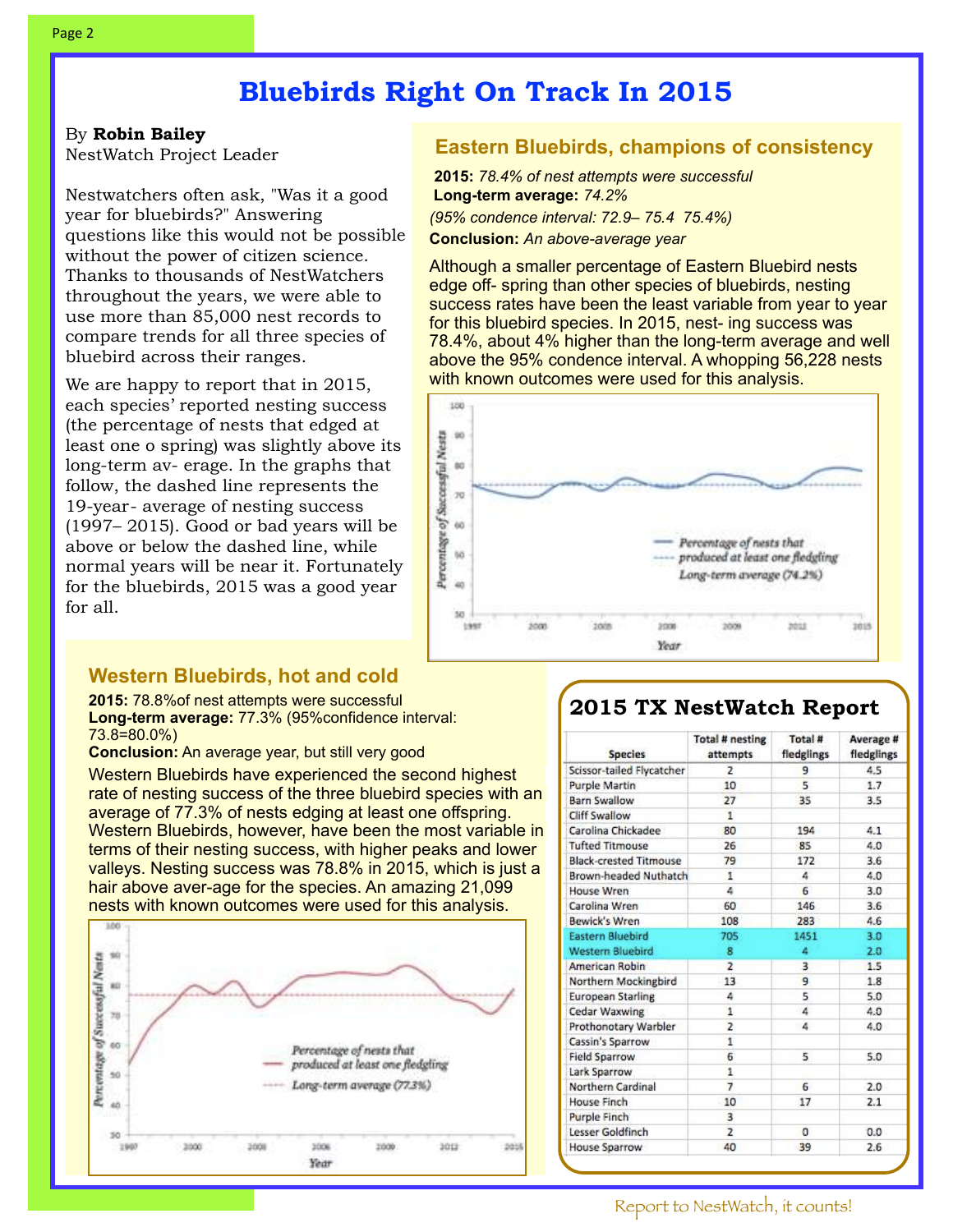# Bluebirds Right On Track In 2015

By **Robin Bailey**
NestWatch Project Leader

Nestwatchers often ask, "Was it a good year for bluebirds?" Answering questions like this would not be possible without the power of citizen science. Thanks to thousands of NestWatchers throughout the years, we were able to use more than 85,000 nest records to compare trends for all three species of bluebird across their ranges.

We are happy to report that in 2015, each species' reported nesting success (the percentage of nests that edged at least one o spring) was slightly above its long-term av- erage. In the graphs that follow, the dashed line represents the 19-year- average of nesting success (1997– 2015). Good or bad years will be above or below the dashed line, while normal years will be near it. Fortunately for the bluebirds, 2015 was a good year for all.

## Eastern Bluebirds, champions of consistency

**2015:** *78.4% of nest attempts were successful*
**Long-term average:** *74.2%*
*(95% condence interval: 72.9– 75.4 75.4%)*
**Conclusion:** *An above-average year*

Although a smaller percentage of Eastern Bluebird nests edge off- spring than other species of bluebirds, nesting success rates have been the least variable from year to year for this bluebird species. In 2015, nest- ing success was 78.4%, about 4% higher than the long-term average and well above the 95% condence interval. A whopping 56,228 nests with known outcomes were used for this analysis.

## Western Bluebirds, hot and cold

**2015:** 78.8%of nest attempts were successful
**Long-term average:** 77.3% (95%confidence interval: 73.8=80.0%)
**Conclusion:** An average year, but still very good

Western Bluebirds have experienced the second highest rate of nesting success of the three bluebird species with an average of 77.3% of nests edging at least one offspring. Western Bluebirds, however, have been the most variable in terms of their nesting success, with higher peaks and lower valleys. Nesting success was 78.8% in 2015, which is just a hair above aver-age for the species. An amazing 21,099 nests with known outcomes were used for this analysis.

## 2015 TX NestWatch Report

| Species | Total # nesting attempts | Total # fledglings | Average # fledglings |
|---|---|---|---|
| Scissor-tailed Flycatcher | 2 | 9 | 4.5 |
| Purple Martin | 10 | 5 | 1.7 |
| Barn Swallow | 27 | 35 | 3.5 |
| Cliff Swallow | 1 | | |
| Carolina Chickadee | 80 | 194 | 4.1 |
| Tufted Titmouse | 26 | 85 | 4.0 |
| Black-crested Titmouse | 79 | 172 | 3.6 |
| Brown-headed Nuthatch | 1 | 4 | 4.0 |
| House Wren | 4 | 6 | 3.0 |
| Carolina Wren | 60 | 146 | 3.6 |
| Bewick's Wren | 108 | 283 | 4.6 |
| Eastern Bluebird | 705 | 1451 | 3.0 |
| Western Bluebird | 8 | 4 | 2.0 |
| American Robin | 2 | 3 | 1.5 |
| Northern Mockingbird | 13 | 9 | 1.8 |
| European Starling | 4 | 5 | 5.0 |
| Cedar Waxwing | 1 | 4 | 4.0 |
| Prothonotary Warbler | 2 | 4 | 4.0 |
| Cassin's Sparrow | 1 | | |
| Field Sparrow | 6 | 5 | 5.0 |
| Lark Sparrow | 1 | | |
| Northern Cardinal | 7 | 6 | 2.0 |
| House Finch | 10 | 17 | 2.1 |
| Purple Finch | 3 | | |
| Lesser Goldfinch | 2 | 0 | 0.0 |
| House Sparrow | 40 | 39 | 2.6 |

Report to NestWatch, it counts!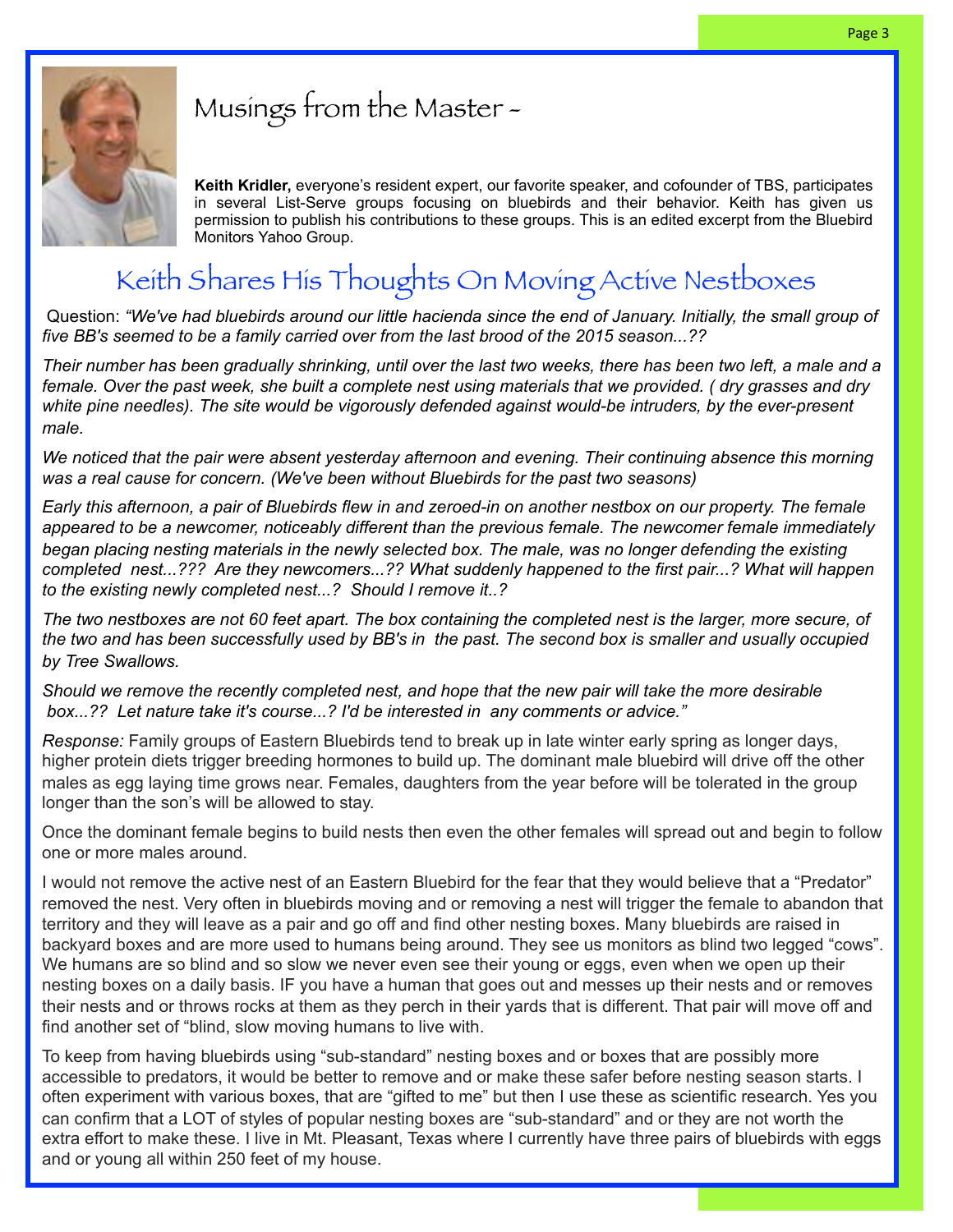## Musings from the Master -

**Keith Kridler,** everyone's resident expert, our favorite speaker, and cofounder of TBS, participates in several List-Serve groups focusing on bluebirds and their behavior. Keith has given us permission to publish his contributions to these groups. This is an edited excerpt from the Bluebird Monitors Yahoo Group.

# Keith Shares His Thoughts On Moving Active Nestboxes

Question: *"We've had bluebirds around our little hacienda since the end of January. Initially, the small group of five BB's seemed to be a family carried over from the last brood of the 2015 season...??*

*Their number has been gradually shrinking, until over the last two weeks, there has been two left, a male and a female. Over the past week, she built a complete nest using materials that we provided. ( dry grasses and dry white pine needles). The site would be vigorously defended against would-be intruders, by the ever-present male.*

*We noticed that the pair were absent yesterday afternoon and evening. Their continuing absence this morning was a real cause for concern. (We've been without Bluebirds for the past two seasons)*

*Early this afternoon, a pair of Bluebirds flew in and zeroed-in on another nestbox on our property. The female appeared to be a newcomer, noticeably different than the previous female. The newcomer female immediately began placing nesting materials in the newly selected box. The male, was no longer defending the existing completed nest...??? Are they newcomers...?? What suddenly happened to the first pair...? What will happen to the existing newly completed nest...? Should I remove it..?*

*The two nestboxes are not 60 feet apart. The box containing the completed nest is the larger, more secure, of the two and has been successfully used by BB's in the past. The second box is smaller and usually occupied by Tree Swallows.*

*Should we remove the recently completed nest, and hope that the new pair will take the more desirable box...?? Let nature take it's course...? I'd be interested in any comments or advice."*

*Response:* Family groups of Eastern Bluebirds tend to break up in late winter early spring as longer days, higher protein diets trigger breeding hormones to build up. The dominant male bluebird will drive off the other males as egg laying time grows near. Females, daughters from the year before will be tolerated in the group longer than the son's will be allowed to stay.

Once the dominant female begins to build nests then even the other females will spread out and begin to follow one or more males around.

I would not remove the active nest of an Eastern Bluebird for the fear that they would believe that a "Predator" removed the nest. Very often in bluebirds moving and or removing a nest will trigger the female to abandon that territory and they will leave as a pair and go off and find other nesting boxes. Many bluebirds are raised in backyard boxes and are more used to humans being around. They see us monitors as blind two legged "cows". We humans are so blind and so slow we never even see their young or eggs, even when we open up their nesting boxes on a daily basis. IF you have a human that goes out and messes up their nests and or removes their nests and or throws rocks at them as they perch in their yards that is different. That pair will move off and find another set of "blind, slow moving humans to live with.

To keep from having bluebirds using "sub-standard" nesting boxes and or boxes that are possibly more accessible to predators, it would be better to remove and or make these safer before nesting season starts. I often experiment with various boxes, that are "gifted to me" but then I use these as scientific research. Yes you can confirm that a LOT of styles of popular nesting boxes are "sub-standard" and or they are not worth the extra effort to make these. I live in Mt. Pleasant, Texas where I currently have three pairs of bluebirds with eggs and or young all within 250 feet of my house.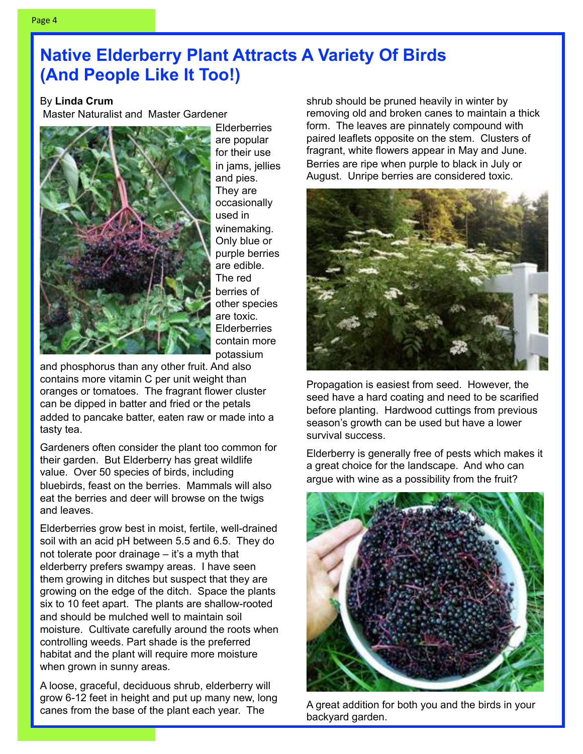# Native Elderberry Plant Attracts A Variety Of Birds (And People Like It Too!)

By **Linda Crum**
Master Naturalist and Master Gardener

Elderberries are popular for their use in jams, jellies and pies. They are occasionally used in winemaking. Only blue or purple berries are edible. The red berries of other species are toxic. Elderberries contain more potassium and phosphorus than any other fruit. And also contains more vitamin C per unit weight than oranges or tomatoes. The fragrant flower cluster can be dipped in batter and fried or the petals added to pancake batter, eaten raw or made into a tasty tea.

Gardeners often consider the plant too common for their garden. But Elderberry has great wildlife value. Over 50 species of birds, including bluebirds, feast on the berries. Mammals will also eat the berries and deer will browse on the twigs and leaves.

Elderberries grow best in moist, fertile, well-drained soil with an acid pH between 5.5 and 6.5. They do not tolerate poor drainage – it's a myth that elderberry prefers swampy areas. I have seen them growing in ditches but suspect that they are growing on the edge of the ditch. Space the plants six to 10 feet apart. The plants are shallow-rooted and should be mulched well to maintain soil moisture. Cultivate carefully around the roots when controlling weeds. Part shade is the preferred habitat and the plant will require more moisture when grown in sunny areas.

A loose, graceful, deciduous shrub, elderberry will grow 6-12 feet in height and put up many new, long canes from the base of the plant each year. The shrub should be pruned heavily in winter by removing old and broken canes to maintain a thick form. The leaves are pinnately compound with paired leaflets opposite on the stem. Clusters of fragrant, white flowers appear in May and June. Berries are ripe when purple to black in July or August. Unripe berries are considered toxic.

Propagation is easiest from seed. However, the seed have a hard coating and need to be scarified before planting. Hardwood cuttings from previous season's growth can be used but have a lower survival success.

Elderberry is generally free of pests which makes it a great choice for the landscape. And who can argue with wine as a possibility from the fruit?

A great addition for both you and the birds in your backyard garden.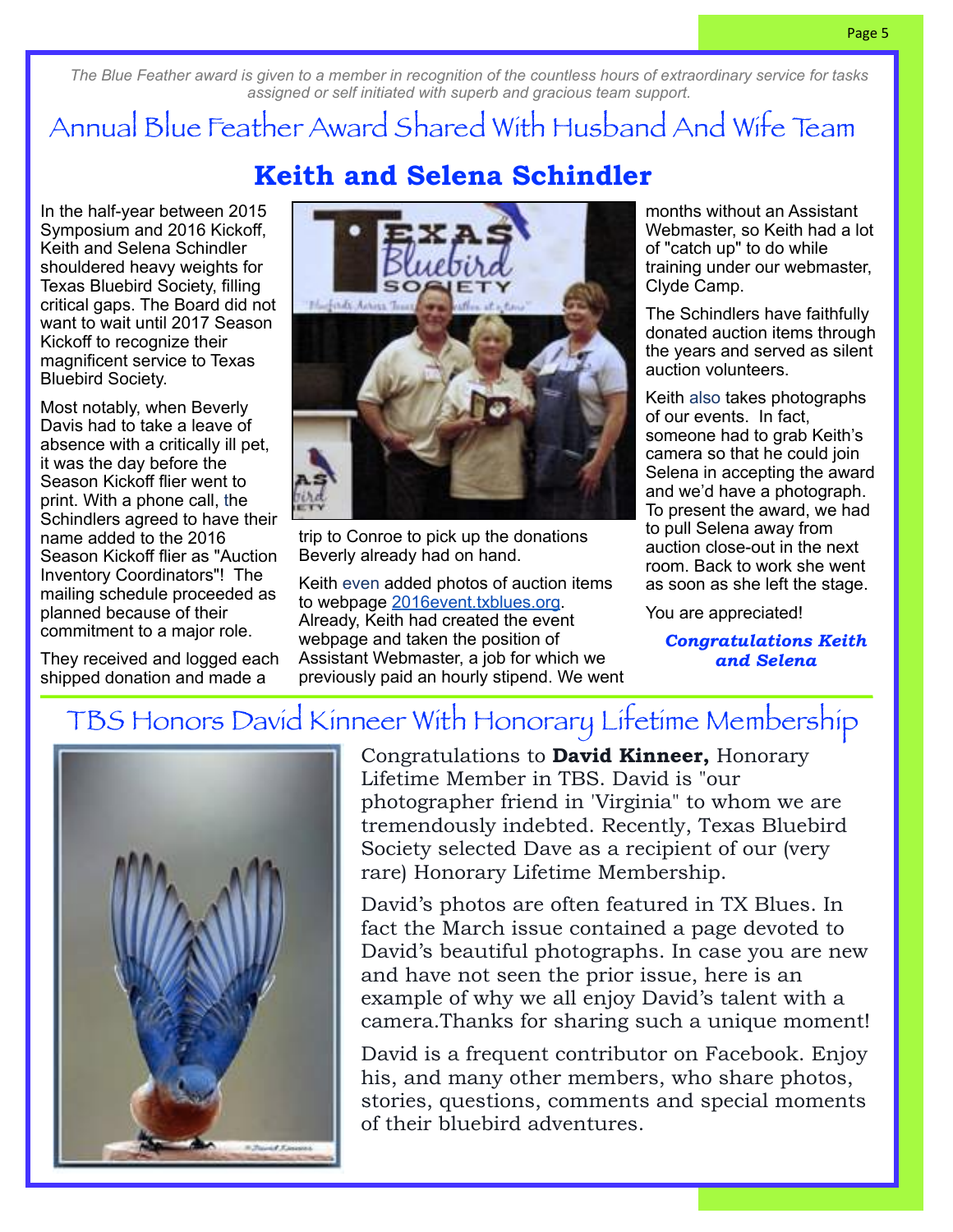*The Blue Feather award is given to a member in recognition of the countless hours of extraordinary service for tasks assigned or self initiated with superb and gracious team support.*

# Annual Blue Feather Award Shared With Husband And Wife Team

## Keith and Selena Schindler

In the half-year between 2015 Symposium and 2016 Kickoff, Keith and Selena Schindler shouldered heavy weights for Texas Bluebird Society, filling critical gaps. The Board did not want to wait until 2017 Season Kickoff to recognize their magnificent service to Texas Bluebird Society.

Most notably, when Beverly Davis had to take a leave of absence with a critically ill pet, it was the day before the Season Kickoff flier went to print. With a phone call, the Schindlers agreed to have their name added to the 2016 Season Kickoff flier as "Auction Inventory Coordinators"! The mailing schedule proceeded as planned because of their commitment to a major role.

They received and logged each shipped donation and made a trip to Conroe to pick up the donations Beverly already had on hand.

Keith even added photos of auction items to webpage 2016event.txblues.org. Already, Keith had created the event webpage and taken the position of Assistant Webmaster, a job for which we previously paid an hourly stipend. We went months without an Assistant Webmaster, so Keith had a lot of "catch up" to do while training under our webmaster, Clyde Camp.

The Schindlers have faithfully donated auction items through the years and served as silent auction volunteers.

Keith also takes photographs of our events. In fact, someone had to grab Keith's camera so that he could join Selena in accepting the award and we'd have a photograph. To present the award, we had to pull Selena away from auction close-out in the next room. Back to work she went as soon as she left the stage.

You are appreciated!

***Congratulations Keith and Selena***

# TBS Honors David Kinneer With Honorary Lifetime Membership

Congratulations to **David Kinneer,** Honorary Lifetime Member in TBS. David is "our photographer friend in 'Virginia" to whom we are tremendously indebted. Recently, Texas Bluebird Society selected Dave as a recipient of our (very rare) Honorary Lifetime Membership.

David's photos are often featured in TX Blues. In fact the March issue contained a page devoted to David's beautiful photographs. In case you are new and have not seen the prior issue, here is an example of why we all enjoy David's talent with a camera.Thanks for sharing such a unique moment!

David is a frequent contributor on Facebook. Enjoy his, and many other members, who share photos, stories, questions, comments and special moments of their bluebird adventures.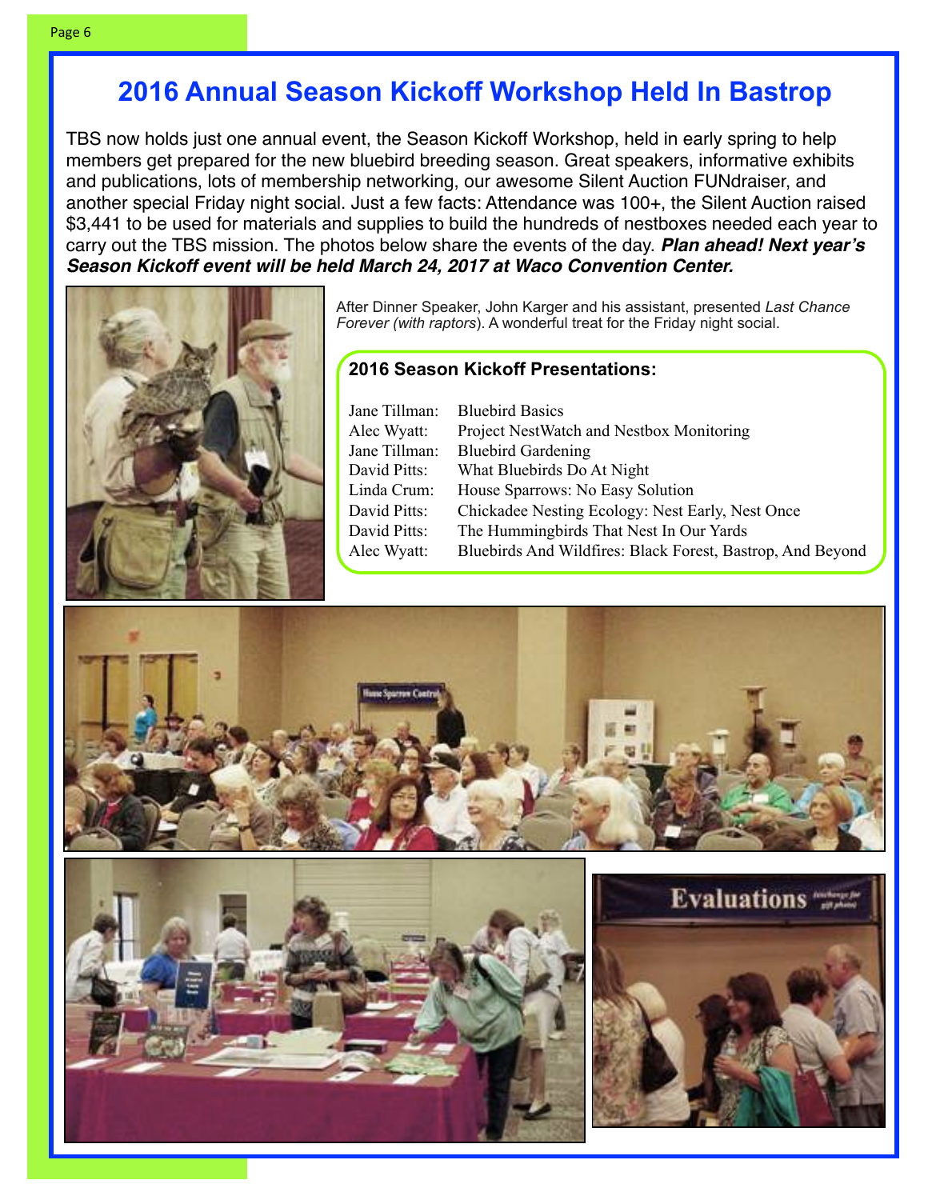# 2016 Annual Season Kickoff Workshop Held In Bastrop

TBS now holds just one annual event, the Season Kickoff Workshop, held in early spring to help members get prepared for the new bluebird breeding season. Great speakers, informative exhibits and publications, lots of membership networking, our awesome Silent Auction FUNdraiser, and another special Friday night social. Just a few facts: Attendance was 100+, the Silent Auction raised $3,441 to be used for materials and supplies to build the hundreds of nestboxes needed each year to carry out the TBS mission. The photos below share the events of the day. ***Plan ahead! Next year's Season Kickoff event will be held March 24, 2017 at Waco Convention Center.***

After Dinner Speaker, John Karger and his assistant, presented *Last Chance Forever (with raptors)*. A wonderful treat for the Friday night social.

### 2016 Season Kickoff Presentations:

| Speaker | Presentation |
| --- | --- |
| Jane Tillman: | Bluebird Basics |
| Alec Wyatt: | Project NestWatch and Nestbox Monitoring |
| Jane Tillman: | Bluebird Gardening |
| David Pitts: | What Bluebirds Do At Night |
| Linda Crum: | House Sparrows: No Easy Solution |
| David Pitts: | Chickadee Nesting Ecology: Nest Early, Nest Once |
| David Pitts: | The Hummingbirds That Nest In Our Yards |
| Alec Wyatt: | Bluebirds And Wildfires: Black Forest, Bastrop, And Beyond |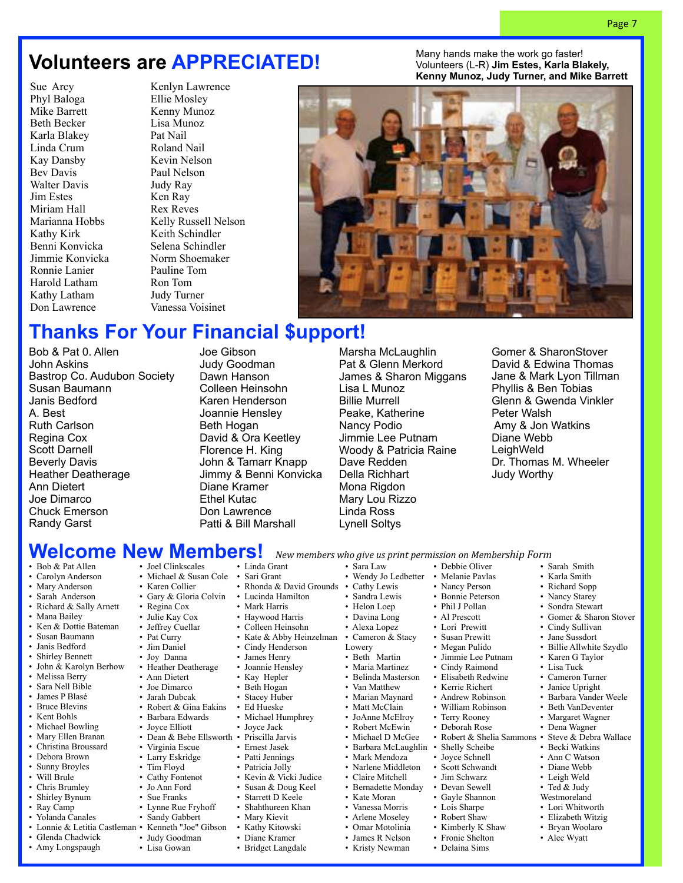# Volunteers are APPRECIATED!

Many hands make the work go faster!
Volunteers (L-R) **Jim Estes, Karla Blakely, Kenny Munoz, Judy Turner, and Mike Barrett**

Sue Arcy
Phyl Baloga
Mike Barrett
Beth Becker
Karla Blakey
Linda Crum
Kay Dansby
Bev Davis
Walter Davis
Jim Estes
Miriam Hall
Marianna Hobbs
Kathy Kirk
Benni Konvicka
Jimmie Konvicka
Ronnie Lanier
Harold Latham
Kathy Latham
Don Lawrence
Kenlyn Lawrence
Ellie Mosley
Kenny Munoz
Lisa Munoz
Pat Nail
Roland Nail
Kevin Nelson
Paul Nelson
Judy Ray
Ken Ray
Rex Reves
Kelly Russell Nelson
Keith Schindler
Selena Schindler
Norm Shoemaker
Pauline Tom
Ron Tom
Judy Turner
Vanessa Voisinet

# Thanks For Your Financial $upport!

Bob & Pat 0. Allen
John Askins
Bastrop Co. Audubon Society
Susan Baumann
Janis Bedford
A. Best
Ruth Carlson
Regina Cox
Scott Darnell
Beverly Davis
Heather Deatherage
Ann Dietert
Joe Dimarco
Chuck Emerson
Randy Garst
Joe Gibson
Judy Goodman
Dawn Hanson
Colleen Heinsohn
Karen Henderson
Joannie Hensley
Beth Hogan
David & Ora Keetley
Florence H. King
John & Tamarr Knapp
Jimmy & Benni Konvicka
Diane Kramer
Ethel Kutac
Don Lawrence
Patti & Bill Marshall
Marsha McLaughlin
Pat & Glenn Merkord
James & Sharon Miggans
Lisa L Munoz
Billie Murrell
Peake, Katherine
Nancy Podio
Jimmie Lee Putnam
Woody & Patricia Raine
Dave Redden
Della Richhart
Mona Rigdon
Mary Lou Rizzo
Linda Ross
Lynell Soltys
Gomer & SharonStover
David & Edwina Thomas
Jane & Mark Lyon Tillman
Phyllis & Ben Tobias
Glenn & Gwenda Vinkler
Peter Walsh
Amy & Jon Watkins
Diane Webb
LeighWeld
Dr. Thomas M. Wheeler
Judy Worthy

# Welcome New Members!

*New members who give us print permission on Membership Form*

- Bob & Pat Allen
- Carolyn Anderson
- Mary Anderson
- Sarah Anderson
- Richard & Sally Arnett
- Mana Bailey
- Ken & Dottie Bateman
- Susan Baumann
- Janis Bedford
- Shirley Bennett
- John & Karolyn Berhow
- Melissa Berry
- Sara Nell Bible
- James P Blasé
- Bruce Blevins
- Kent Bohls
- Michael Bowling
- Mary Ellen Branan
- Christina Broussard
- Debora Brown
- Sunny Broyles
- Will Brule
- Chris Brumley
- Shirley Bynum
- Ray Camp
- Yolanda Canales
- Lonnie & Letitia Castleman
- Glenda Chadwick
- Amy Longspaugh
- Joel Clinkscales
- Michael & Susan Cole
- Karen Collier
- Gary & Gloria Colvin
- Regina Cox
- Julie Kay Cox
- Jeffrey Cuellar
- Pat Curry
- Jim Daniel
- Joy Danna
- Heather Deatherage
- Ann Dietert
- Joe Dimarco
- Jarah Dubcak
- Robert & Gina Eakins
- Barbara Edwards
- Joyce Elliott
- Dean & Bebe Ellsworth
- Virginia Escue
- Larry Eskridge
- Tim Floyd
- Cathy Fontenot
- Jo Ann Ford
- Sue Franks
- Lynne Rue Fryhoff
- Sandy Gabbert
- Kenneth "Joe" Gibson
- Judy Goodman
- Lisa Gowan
- Linda Grant
- Sari Grant
- Rhonda & David Grounds
- Lucinda Hamilton
- Mark Harris
- Haywood Harris
- Colleen Heinsohn
- Kate & Abby Heinzelman
- Cindy Henderson
- James Henry
- Joannie Hensley
- Kay Hepler
- Beth Hogan
- Stacey Huber
- Ed Hueske
- Michael Humphrey
- Joyce Jack
- Priscilla Jarvis
- Ernest Jasek
- Patti Jennings
- Patricia Jolly
- Kevin & Vicki Judice
- Susan & Doug Keel
- Starrett D Keele
- Shahthureen Khan
- Mary Kievit
- Kathy Kitowski
- Diane Kramer
- Bridget Langdale
- Sara Law
- Wendy Jo Ledbetter
- Cathy Lewis
- Sandra Lewis
- Helon Loep
- Davina Long
- Alexa Lopez
- Cameron & Stacy Lowery
- Beth Martin
- Maria Martinez
- Belinda Masterson
- Van Matthew
- Marian Maynard
- Matt McClain
- JoAnne McElroy
- Robert McEwin
- Michael D McGee
- Barbara McLaughlin
- Mark Mendoza
- Narlene Middleton
- Claire Mitchell
- Bernadette Monday
- Kate Moran
- Vanessa Morris
- Arlene Moseley
- Omar Motolinia
- James R Nelson
- Kristy Newman
- Debbie Oliver
- Melanie Pavlas
- Nancy Person
- Bonnie Peterson
- Phil J Pollan
- Al Prescott
- Lori Prewitt
- Susan Prewitt
- Megan Pulido
- Jimmie Lee Putnam
- Cindy Raimond
- Elisabeth Redwine
- Kerrie Richert
- Andrew Robinson
- William Robinson
- Terry Rooney
- Deborah Rose
- Robert & Shelia Sammons
- Shelly Scheibe
- Joyce Schnell
- Scott Schwandt
- Jim Schwarz
- Devan Sewell
- Gayle Shannon
- Lois Sharpe
- Robert Shaw
- Kimberly K Shaw
- Fronie Shelton
- Delaina Sims
- Sarah Smith
- Karla Smith
- Richard Sopp
- Nancy Starey
- Sondra Stewart
- Gomer & Sharon Stover
- Cindy Sullivan
- Jane Sussdort
- Billie Allwhite Szydlo
- Karen G Taylor
- Lisa Tuck
- Cameron Turner
- Janice Upright
- Barbara Vander Weele
- Beth VanDeventer
- Margaret Wagner
- Dena Wagner
- Steve & Debra Wallace
- Becki Watkins
- Ann C Watson
- Diane Webb
- Leigh Weld
- Ted & Judy Westmoreland
- Lori Whitworth
- Elizabeth Witzig
- Bryan Woolaro
- Alec Wyatt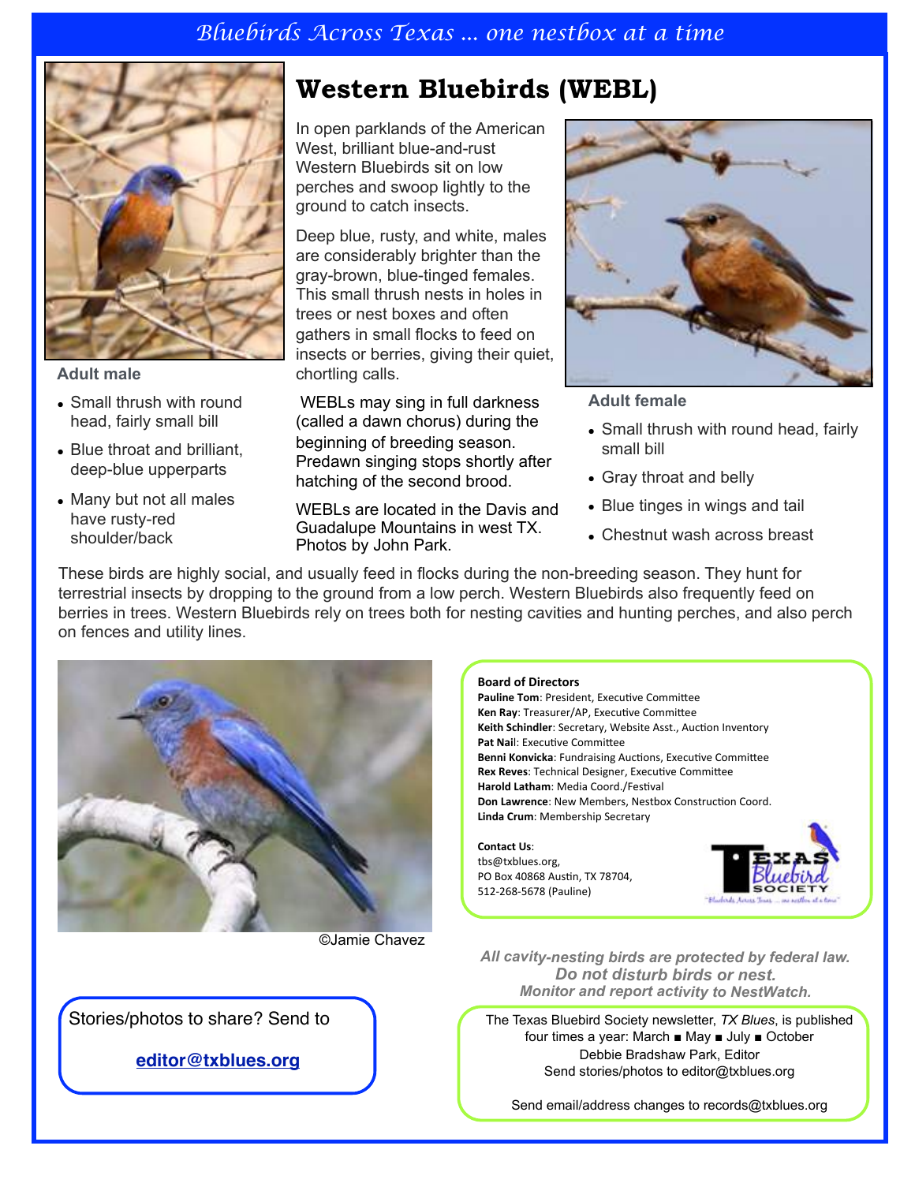*Bluebirds Across Texas ... one nestbox at a time*

# Western Bluebirds (WEBL)

In open parklands of the American West, brilliant blue-and-rust Western Bluebirds sit on low perches and swoop lightly to the ground to catch insects.

Deep blue, rusty, and white, males are considerably brighter than the gray-brown, blue-tinged females. This small thrush nests in holes in trees or nest boxes and often gathers in small flocks to feed on insects or berries, giving their quiet, chortling calls.

WEBLs may sing in full darkness (called a dawn chorus) during the beginning of breeding season. Predawn singing stops shortly after hatching of the second brood.

WEBLs are located in the Davis and Guadalupe Mountains in west TX. Photos by John Park.

**Adult male**

- Small thrush with round head, fairly small bill
- Blue throat and brilliant, deep-blue upperparts
- Many but not all males have rusty-red shoulder/back

**Adult female**

- Small thrush with round head, fairly small bill
- Gray throat and belly
- Blue tinges in wings and tail
- Chestnut wash across breast

These birds are highly social, and usually feed in flocks during the non-breeding season. They hunt for terrestrial insects by dropping to the ground from a low perch. Western Bluebirds also frequently feed on berries in trees. Western Bluebirds rely on trees both for nesting cavities and hunting perches, and also perch on fences and utility lines.

©Jamie Chavez

**Board of Directors**
**Pauline Tom**: President, Executive Committee
**Ken Ray**: Treasurer/AP, Executive Committee
**Keith Schindler**: Secretary, Website Asst., Auction Inventory
**Pat Nail**: Executive Committee
**Benni Konvicka**: Fundraising Auctions, Executive Committee
**Rex Reves**: Technical Designer, Executive Committee
**Harold Latham**: Media Coord./Festival
**Don Lawrence**: New Members, Nestbox Construction Coord.
**Linda Crum**: Membership Secretary

**Contact Us**:
tbs@txblues.org,
PO Box 40868 Austin, TX 78704,
512-268-5678 (Pauline)

Texas Bluebird Society
"Bluebirds Across Texas ... one nestbox at a time"

***All cavity-nesting birds are protected by federal law.***
***Do not disturb birds or nest.***
***Monitor and report activity to NestWatch.***

Stories/photos to share? Send to

**editor@txblues.org**

The Texas Bluebird Society newsletter, *TX Blues*, is published four times a year: March ■ May ■ July ■ October
Debbie Bradshaw Park, Editor
Send stories/photos to editor@txblues.org

Send email/address changes to records@txblues.org